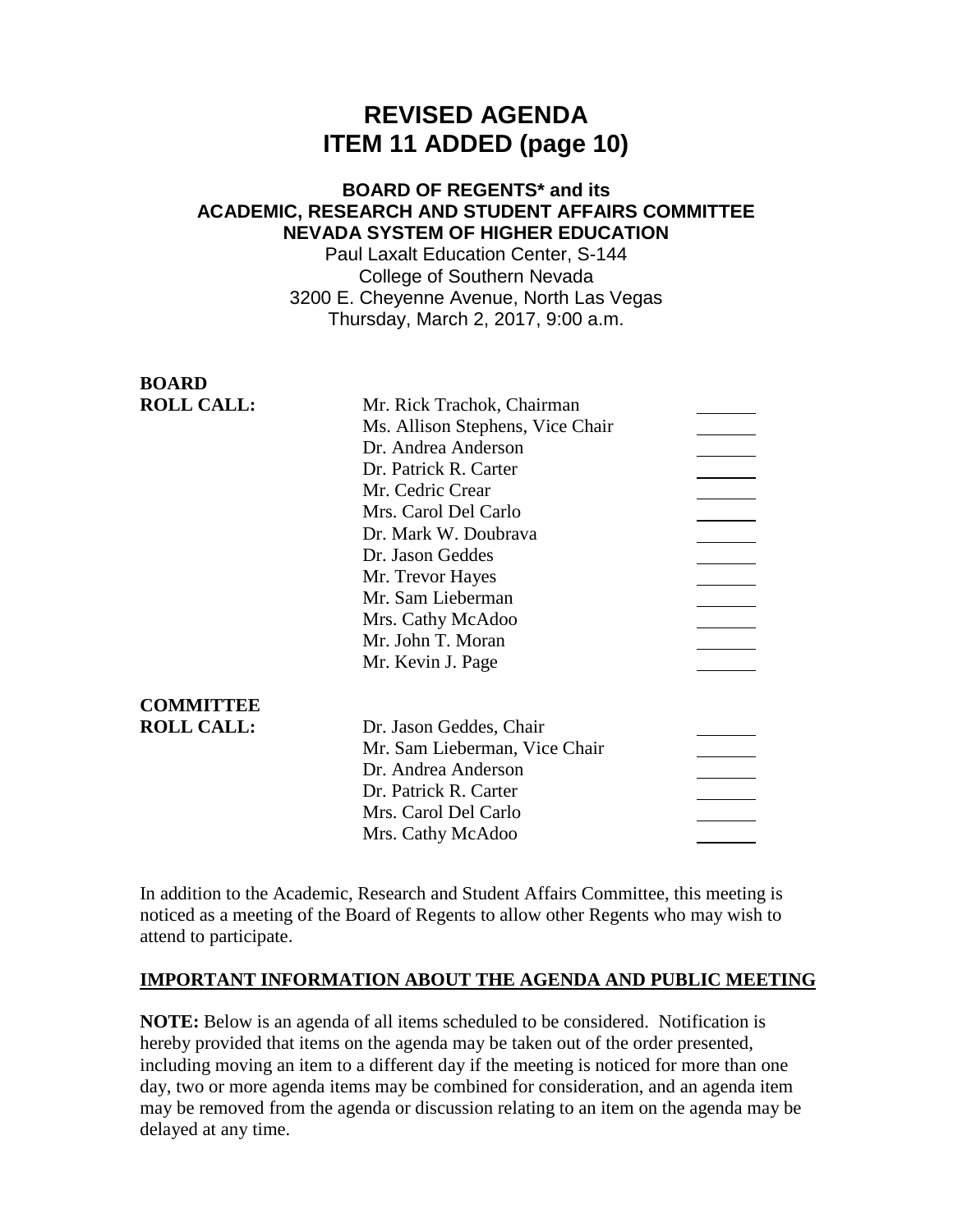# REVISED AGENDA
# ITEM 11 ADDED (page 10)

### BOARD OF REGENTS* and its ACADEMIC, RESEARCH AND STUDENT AFFAIRS COMMITTEE NEVADA SYSTEM OF HIGHER EDUCATION

Paul Laxalt Education Center, S-144
College of Southern Nevada
3200 E. Cheyenne Avenue, North Las Vegas
Thursday, March 2, 2017, 9:00 a.m.

**BOARD ROLL CALL:**

| | |
|---|---|
| Mr. Rick Trachok, Chairman | _______ |
| Ms. Allison Stephens, Vice Chair | _______ |
| Dr. Andrea Anderson | _______ |
| Dr. Patrick R. Carter | _______ |
| Mr. Cedric Crear | _______ |
| Mrs. Carol Del Carlo | _______ |
| Dr. Mark W. Doubrava | _______ |
| Dr. Jason Geddes | _______ |
| Mr. Trevor Hayes | _______ |
| Mr. Sam Lieberman | _______ |
| Mrs. Cathy McAdoo | _______ |
| Mr. John T. Moran | _______ |
| Mr. Kevin J. Page | _______ |

**COMMITTEE ROLL CALL:**

| | |
|---|---|
| Dr. Jason Geddes, Chair | _______ |
| Mr. Sam Lieberman, Vice Chair | _______ |
| Dr. Andrea Anderson | _______ |
| Dr. Patrick R. Carter | _______ |
| Mrs. Carol Del Carlo | _______ |
| Mrs. Cathy McAdoo | _______ |

In addition to the Academic, Research and Student Affairs Committee, this meeting is noticed as a meeting of the Board of Regents to allow other Regents who may wish to attend to participate.

**IMPORTANT INFORMATION ABOUT THE AGENDA AND PUBLIC MEETING**

**NOTE:** Below is an agenda of all items scheduled to be considered. Notification is hereby provided that items on the agenda may be taken out of the order presented, including moving an item to a different day if the meeting is noticed for more than one day, two or more agenda items may be combined for consideration, and an agenda item may be removed from the agenda or discussion relating to an item on the agenda may be delayed at any time.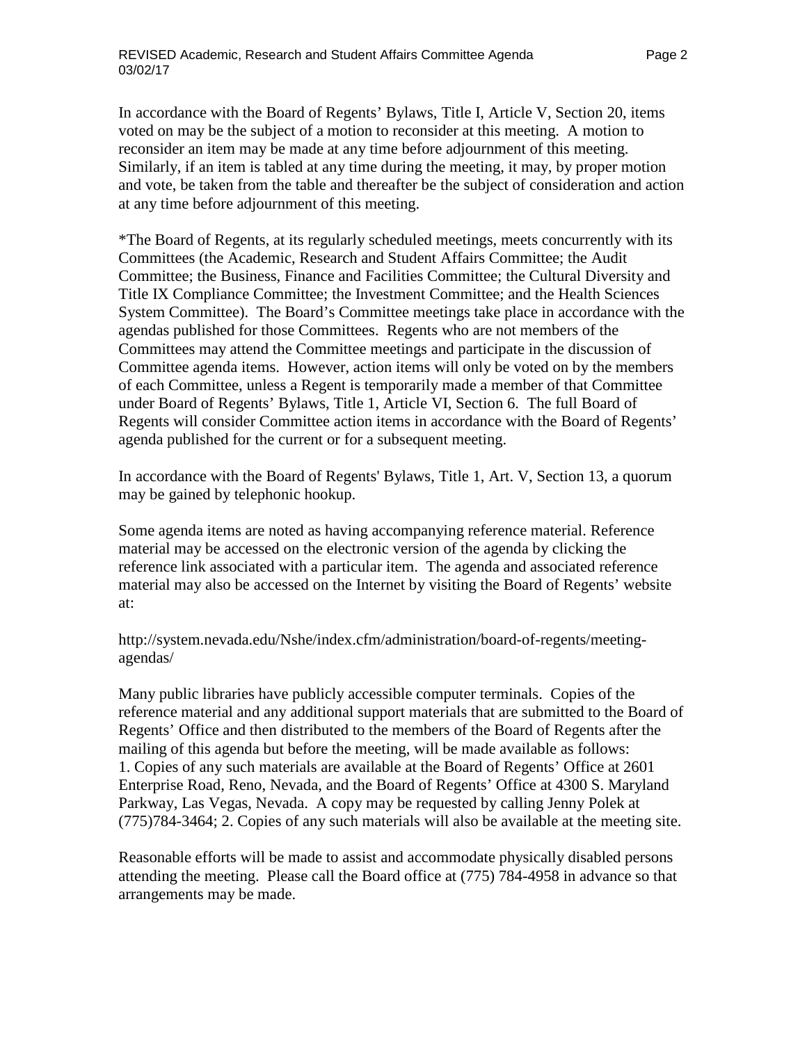In accordance with the Board of Regents' Bylaws, Title I, Article V, Section 20, items voted on may be the subject of a motion to reconsider at this meeting. A motion to reconsider an item may be made at any time before adjournment of this meeting. Similarly, if an item is tabled at any time during the meeting, it may, by proper motion and vote, be taken from the table and thereafter be the subject of consideration and action at any time before adjournment of this meeting.

*The Board of Regents, at its regularly scheduled meetings, meets concurrently with its Committees (the Academic, Research and Student Affairs Committee; the Audit Committee; the Business, Finance and Facilities Committee; the Cultural Diversity and Title IX Compliance Committee; the Investment Committee; and the Health Sciences System Committee). The Board's Committee meetings take place in accordance with the agendas published for those Committees. Regents who are not members of the Committees may attend the Committee meetings and participate in the discussion of Committee agenda items. However, action items will only be voted on by the members of each Committee, unless a Regent is temporarily made a member of that Committee under Board of Regents' Bylaws, Title 1, Article VI, Section 6. The full Board of Regents will consider Committee action items in accordance with the Board of Regents' agenda published for the current or for a subsequent meeting.

In accordance with the Board of Regents' Bylaws, Title 1, Art. V, Section 13, a quorum may be gained by telephonic hookup.

Some agenda items are noted as having accompanying reference material. Reference material may be accessed on the electronic version of the agenda by clicking the reference link associated with a particular item. The agenda and associated reference material may also be accessed on the Internet by visiting the Board of Regents' website at:

http://system.nevada.edu/Nshe/index.cfm/administration/board-of-regents/meeting-agendas/

Many public libraries have publicly accessible computer terminals. Copies of the reference material and any additional support materials that are submitted to the Board of Regents' Office and then distributed to the members of the Board of Regents after the mailing of this agenda but before the meeting, will be made available as follows:
1. Copies of any such materials are available at the Board of Regents' Office at 2601 Enterprise Road, Reno, Nevada, and the Board of Regents' Office at 4300 S. Maryland Parkway, Las Vegas, Nevada. A copy may be requested by calling Jenny Polek at (775)784-3464; 2. Copies of any such materials will also be available at the meeting site.

Reasonable efforts will be made to assist and accommodate physically disabled persons attending the meeting. Please call the Board office at (775) 784-4958 in advance so that arrangements may be made.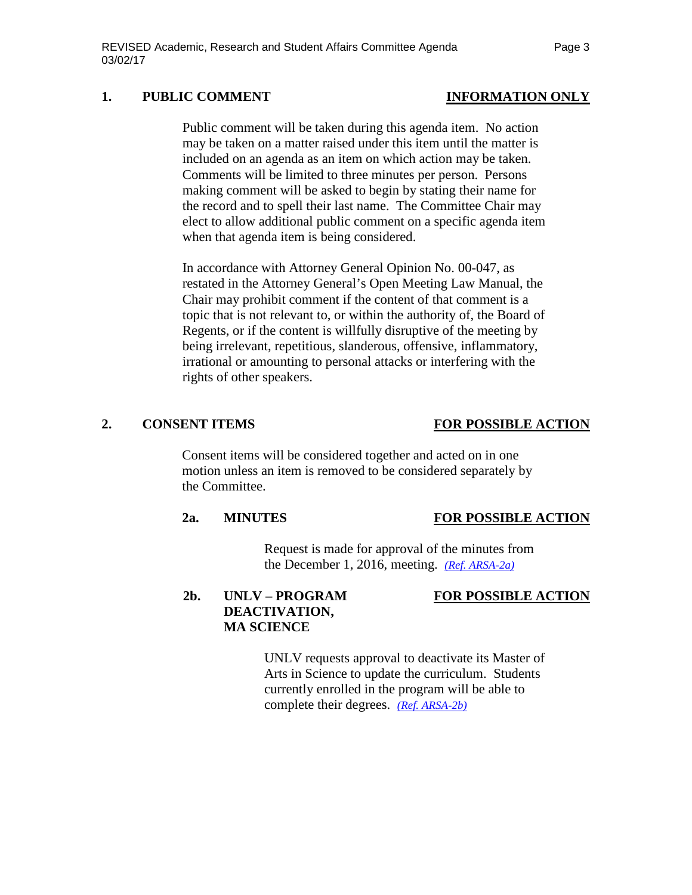## 1. PUBLIC COMMENT — <u>INFORMATION ONLY</u>

Public comment will be taken during this agenda item. No action may be taken on a matter raised under this item until the matter is included on an agenda as an item on which action may be taken. Comments will be limited to three minutes per person. Persons making comment will be asked to begin by stating their name for the record and to spell their last name. The Committee Chair may elect to allow additional public comment on a specific agenda item when that agenda item is being considered.

In accordance with Attorney General Opinion No. 00-047, as restated in the Attorney General's Open Meeting Law Manual, the Chair may prohibit comment if the content of that comment is a topic that is not relevant to, or within the authority of, the Board of Regents, or if the content is willfully disruptive of the meeting by being irrelevant, repetitious, slanderous, offensive, inflammatory, irrational or amounting to personal attacks or interfering with the rights of other speakers.

## 2. CONSENT ITEMS — <u>FOR POSSIBLE ACTION</u>

Consent items will be considered together and acted on in one motion unless an item is removed to be considered separately by the Committee.

### 2a. MINUTES — <u>FOR POSSIBLE ACTION</u>

Request is made for approval of the minutes from the December 1, 2016, meeting. *(Ref. ARSA-2a)*

### 2b. UNLV – PROGRAM DEACTIVATION, MA SCIENCE — <u>FOR POSSIBLE ACTION</u>

UNLV requests approval to deactivate its Master of Arts in Science to update the curriculum. Students currently enrolled in the program will be able to complete their degrees. *(Ref. ARSA-2b)*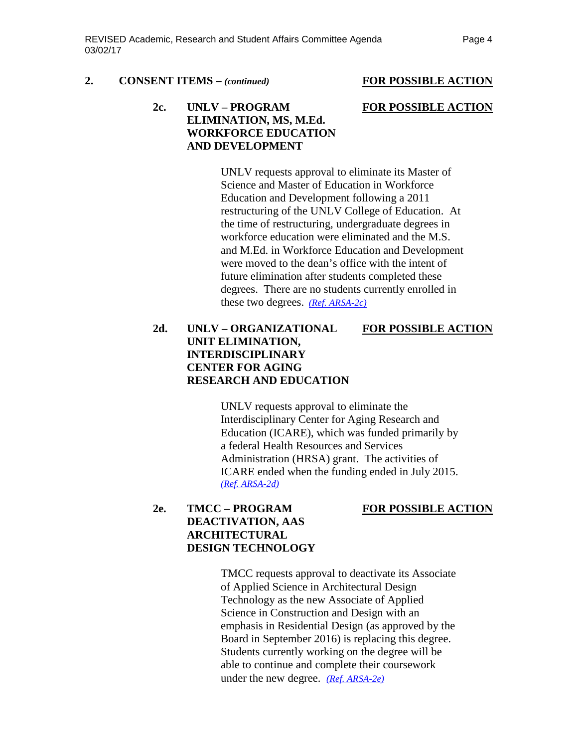**2. CONSENT ITEMS –** ***(continued)*** **FOR POSSIBLE ACTION**

**2c. UNLV – PROGRAM ELIMINATION, MS, M.Ed. WORKFORCE EDUCATION AND DEVELOPMENT** **FOR POSSIBLE ACTION**

UNLV requests approval to eliminate its Master of Science and Master of Education in Workforce Education and Development following a 2011 restructuring of the UNLV College of Education. At the time of restructuring, undergraduate degrees in workforce education were eliminated and the M.S. and M.Ed. in Workforce Education and Development were moved to the dean's office with the intent of future elimination after students completed these degrees. There are no students currently enrolled in these two degrees. *(Ref. ARSA-2c)*

**2d. UNLV – ORGANIZATIONAL UNIT ELIMINATION, INTERDISCIPLINARY CENTER FOR AGING RESEARCH AND EDUCATION** **FOR POSSIBLE ACTION**

UNLV requests approval to eliminate the Interdisciplinary Center for Aging Research and Education (ICARE), which was funded primarily by a federal Health Resources and Services Administration (HRSA) grant. The activities of ICARE ended when the funding ended in July 2015. *(Ref. ARSA-2d)*

**2e. TMCC – PROGRAM DEACTIVATION, AAS ARCHITECTURAL DESIGN TECHNOLOGY** **FOR POSSIBLE ACTION**

TMCC requests approval to deactivate its Associate of Applied Science in Architectural Design Technology as the new Associate of Applied Science in Construction and Design with an emphasis in Residential Design (as approved by the Board in September 2016) is replacing this degree. Students currently working on the degree will be able to continue and complete their coursework under the new degree. *(Ref. ARSA-2e)*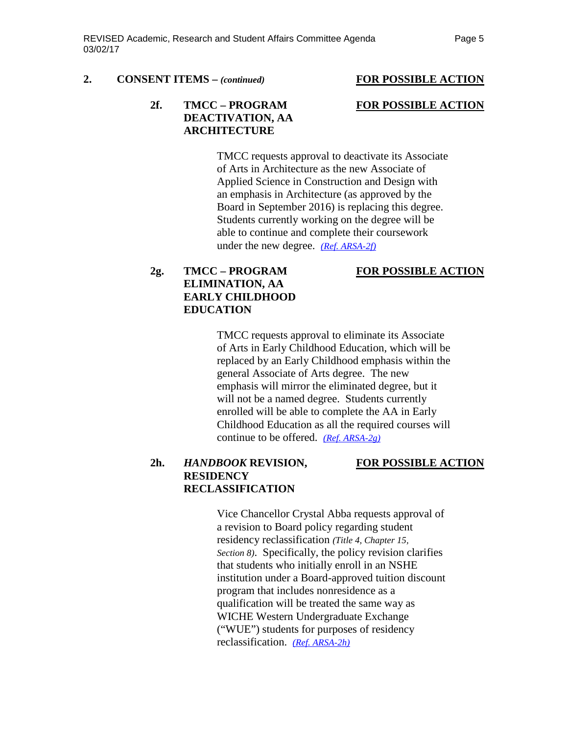**2. CONSENT ITEMS – *(continued)*** **FOR POSSIBLE ACTION**

**2f. TMCC – PROGRAM DEACTIVATION, AA ARCHITECTURE** **FOR POSSIBLE ACTION**

TMCC requests approval to deactivate its Associate of Arts in Architecture as the new Associate of Applied Science in Construction and Design with an emphasis in Architecture (as approved by the Board in September 2016) is replacing this degree. Students currently working on the degree will be able to continue and complete their coursework under the new degree. *(Ref. ARSA-2f)*

**2g. TMCC – PROGRAM ELIMINATION, AA EARLY CHILDHOOD EDUCATION** **FOR POSSIBLE ACTION**

TMCC requests approval to eliminate its Associate of Arts in Early Childhood Education, which will be replaced by an Early Childhood emphasis within the general Associate of Arts degree. The new emphasis will mirror the eliminated degree, but it will not be a named degree. Students currently enrolled will be able to complete the AA in Early Childhood Education as all the required courses will continue to be offered. *(Ref. ARSA-2g)*

**2h. *HANDBOOK* REVISION, RESIDENCY RECLASSIFICATION** **FOR POSSIBLE ACTION**

Vice Chancellor Crystal Abba requests approval of a revision to Board policy regarding student residency reclassification *(Title 4, Chapter 15, Section 8)*. Specifically, the policy revision clarifies that students who initially enroll in an NSHE institution under a Board-approved tuition discount program that includes nonresidence as a qualification will be treated the same way as WICHE Western Undergraduate Exchange ("WUE") students for purposes of residency reclassification. *(Ref. ARSA-2h)*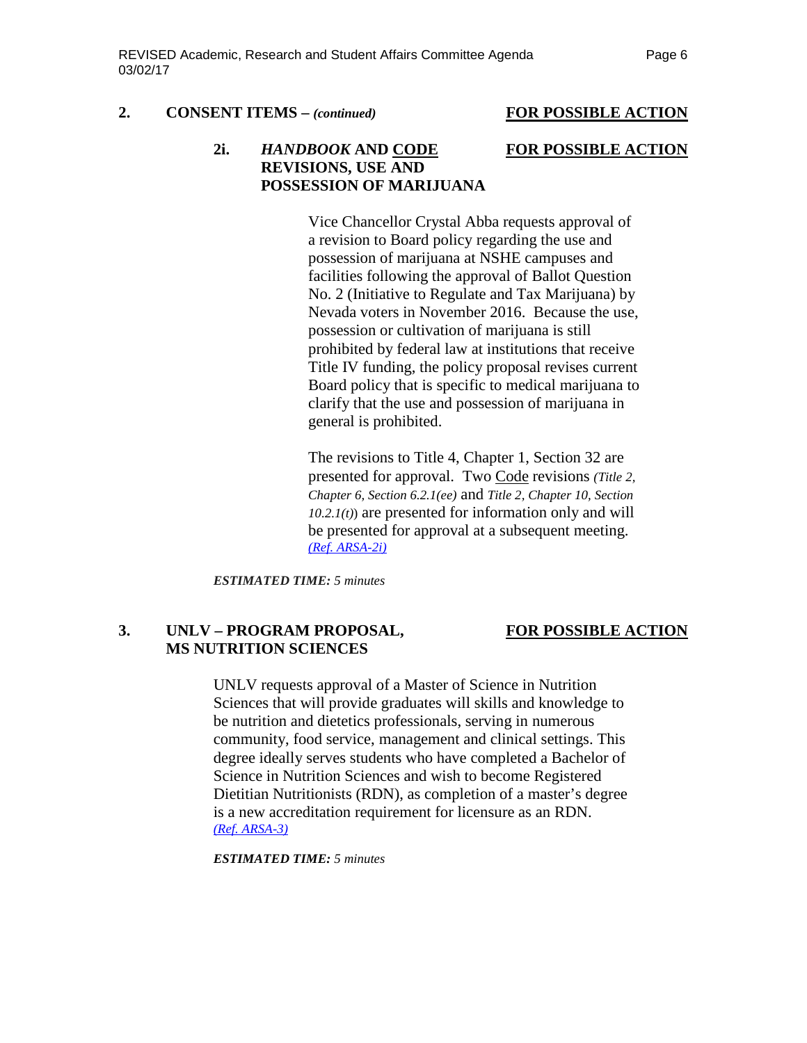**2. CONSENT ITEMS – *(continued)*** **FOR POSSIBLE ACTION**

**2i. *HANDBOOK* AND CODE REVISIONS, USE AND POSSESSION OF MARIJUANA** **FOR POSSIBLE ACTION**

Vice Chancellor Crystal Abba requests approval of a revision to Board policy regarding the use and possession of marijuana at NSHE campuses and facilities following the approval of Ballot Question No. 2 (Initiative to Regulate and Tax Marijuana) by Nevada voters in November 2016. Because the use, possession or cultivation of marijuana is still prohibited by federal law at institutions that receive Title IV funding, the policy proposal revises current Board policy that is specific to medical marijuana to clarify that the use and possession of marijuana in general is prohibited.

The revisions to Title 4, Chapter 1, Section 32 are presented for approval. Two Code revisions *(Title 2, Chapter 6, Section 6.2.1(ee)* and *Title 2, Chapter 10, Section 10.2.1(t))* are presented for information only and will be presented for approval at a subsequent meeting. *(Ref. ARSA-2i)*

***ESTIMATED TIME:*** *5 minutes*

**3. UNLV – PROGRAM PROPOSAL, MS NUTRITION SCIENCES** **FOR POSSIBLE ACTION**

UNLV requests approval of a Master of Science in Nutrition Sciences that will provide graduates will skills and knowledge to be nutrition and dietetics professionals, serving in numerous community, food service, management and clinical settings. This degree ideally serves students who have completed a Bachelor of Science in Nutrition Sciences and wish to become Registered Dietitian Nutritionists (RDN), as completion of a master's degree is a new accreditation requirement for licensure as an RDN. *(Ref. ARSA-3)*

***ESTIMATED TIME:*** *5 minutes*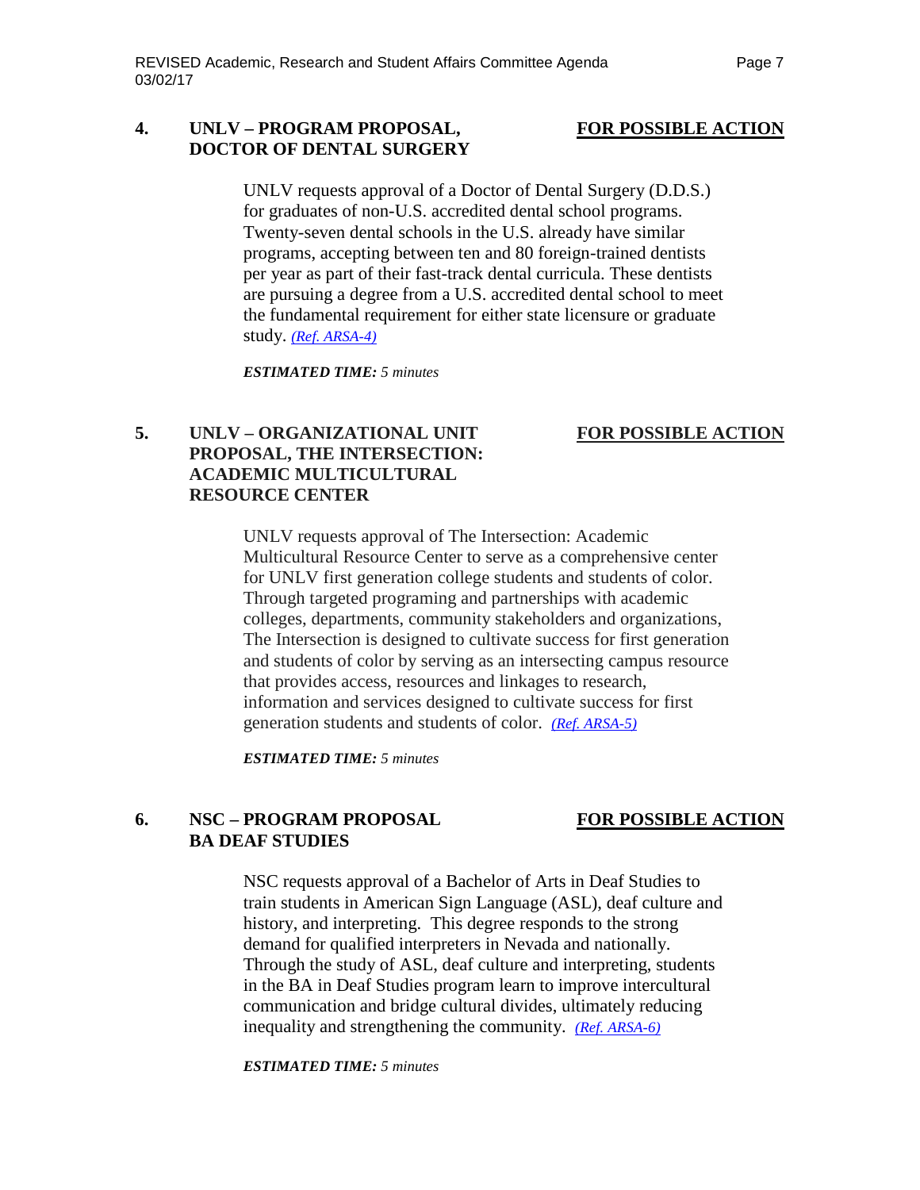**4. UNLV – PROGRAM PROPOSAL, DOCTOR OF DENTAL SURGERY** — **FOR POSSIBLE ACTION**

UNLV requests approval of a Doctor of Dental Surgery (D.D.S.) for graduates of non-U.S. accredited dental school programs. Twenty-seven dental schools in the U.S. already have similar programs, accepting between ten and 80 foreign-trained dentists per year as part of their fast-track dental curricula. These dentists are pursuing a degree from a U.S. accredited dental school to meet the fundamental requirement for either state licensure or graduate study. *(Ref. ARSA-4)*

***ESTIMATED TIME:*** *5 minutes*

**5. UNLV – ORGANIZATIONAL UNIT PROPOSAL, THE INTERSECTION: ACADEMIC MULTICULTURAL RESOURCE CENTER** — **FOR POSSIBLE ACTION**

UNLV requests approval of The Intersection: Academic Multicultural Resource Center to serve as a comprehensive center for UNLV first generation college students and students of color. Through targeted programing and partnerships with academic colleges, departments, community stakeholders and organizations, The Intersection is designed to cultivate success for first generation and students of color by serving as an intersecting campus resource that provides access, resources and linkages to research, information and services designed to cultivate success for first generation students and students of color. *(Ref. ARSA-5)*

***ESTIMATED TIME:*** *5 minutes*

**6. NSC – PROGRAM PROPOSAL BA DEAF STUDIES** — **FOR POSSIBLE ACTION**

NSC requests approval of a Bachelor of Arts in Deaf Studies to train students in American Sign Language (ASL), deaf culture and history, and interpreting. This degree responds to the strong demand for qualified interpreters in Nevada and nationally. Through the study of ASL, deaf culture and interpreting, students in the BA in Deaf Studies program learn to improve intercultural communication and bridge cultural divides, ultimately reducing inequality and strengthening the community. *(Ref. ARSA-6)*

***ESTIMATED TIME:*** *5 minutes*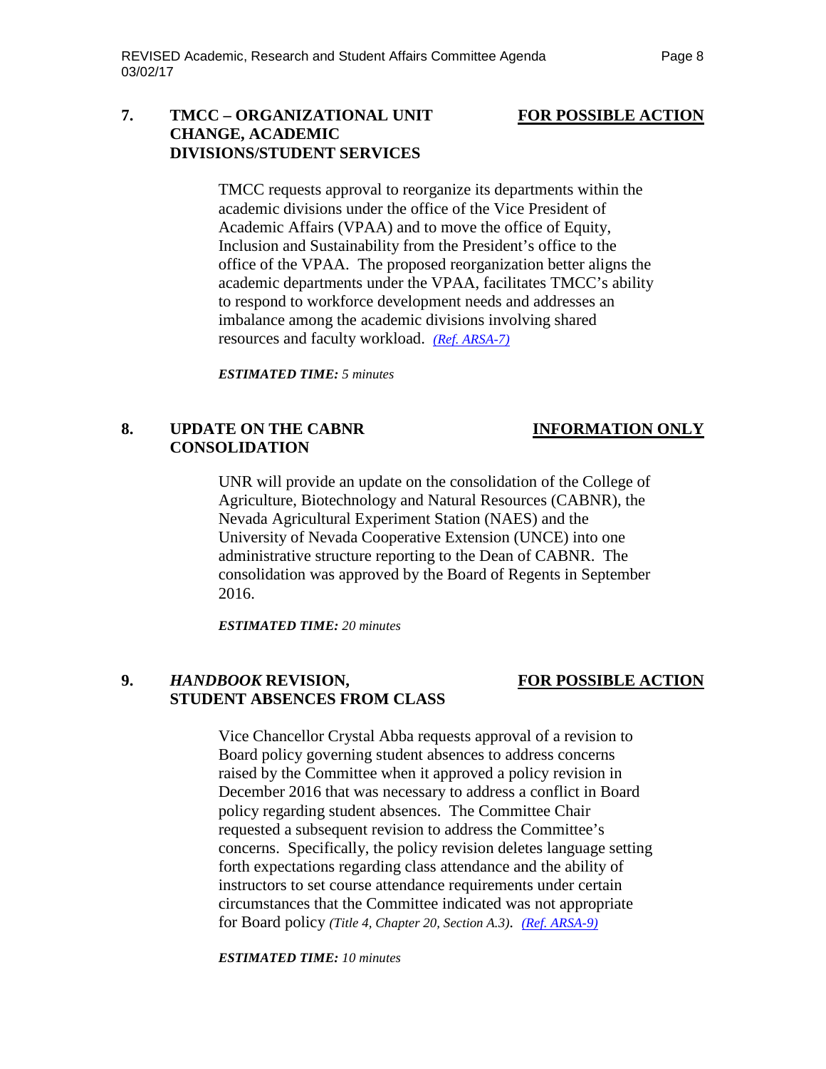## 7. TMCC – ORGANIZATIONAL UNIT CHANGE, ACADEMIC DIVISIONS/STUDENT SERVICES

**FOR POSSIBLE ACTION**

TMCC requests approval to reorganize its departments within the academic divisions under the office of the Vice President of Academic Affairs (VPAA) and to move the office of Equity, Inclusion and Sustainability from the President's office to the office of the VPAA. The proposed reorganization better aligns the academic departments under the VPAA, facilitates TMCC's ability to respond to workforce development needs and addresses an imbalance among the academic divisions involving shared resources and faculty workload. *(Ref. ARSA-7)*

***ESTIMATED TIME:*** *5 minutes*

## 8. UPDATE ON THE CABNR CONSOLIDATION

**INFORMATION ONLY**

UNR will provide an update on the consolidation of the College of Agriculture, Biotechnology and Natural Resources (CABNR), the Nevada Agricultural Experiment Station (NAES) and the University of Nevada Cooperative Extension (UNCE) into one administrative structure reporting to the Dean of CABNR. The consolidation was approved by the Board of Regents in September 2016.

***ESTIMATED TIME:*** *20 minutes*

## 9. *HANDBOOK* REVISION, STUDENT ABSENCES FROM CLASS

**FOR POSSIBLE ACTION**

Vice Chancellor Crystal Abba requests approval of a revision to Board policy governing student absences to address concerns raised by the Committee when it approved a policy revision in December 2016 that was necessary to address a conflict in Board policy regarding student absences. The Committee Chair requested a subsequent revision to address the Committee's concerns. Specifically, the policy revision deletes language setting forth expectations regarding class attendance and the ability of instructors to set course attendance requirements under certain circumstances that the Committee indicated was not appropriate for Board policy *(Title 4, Chapter 20, Section A.3)*. *(Ref. ARSA-9)*

***ESTIMATED TIME:*** *10 minutes*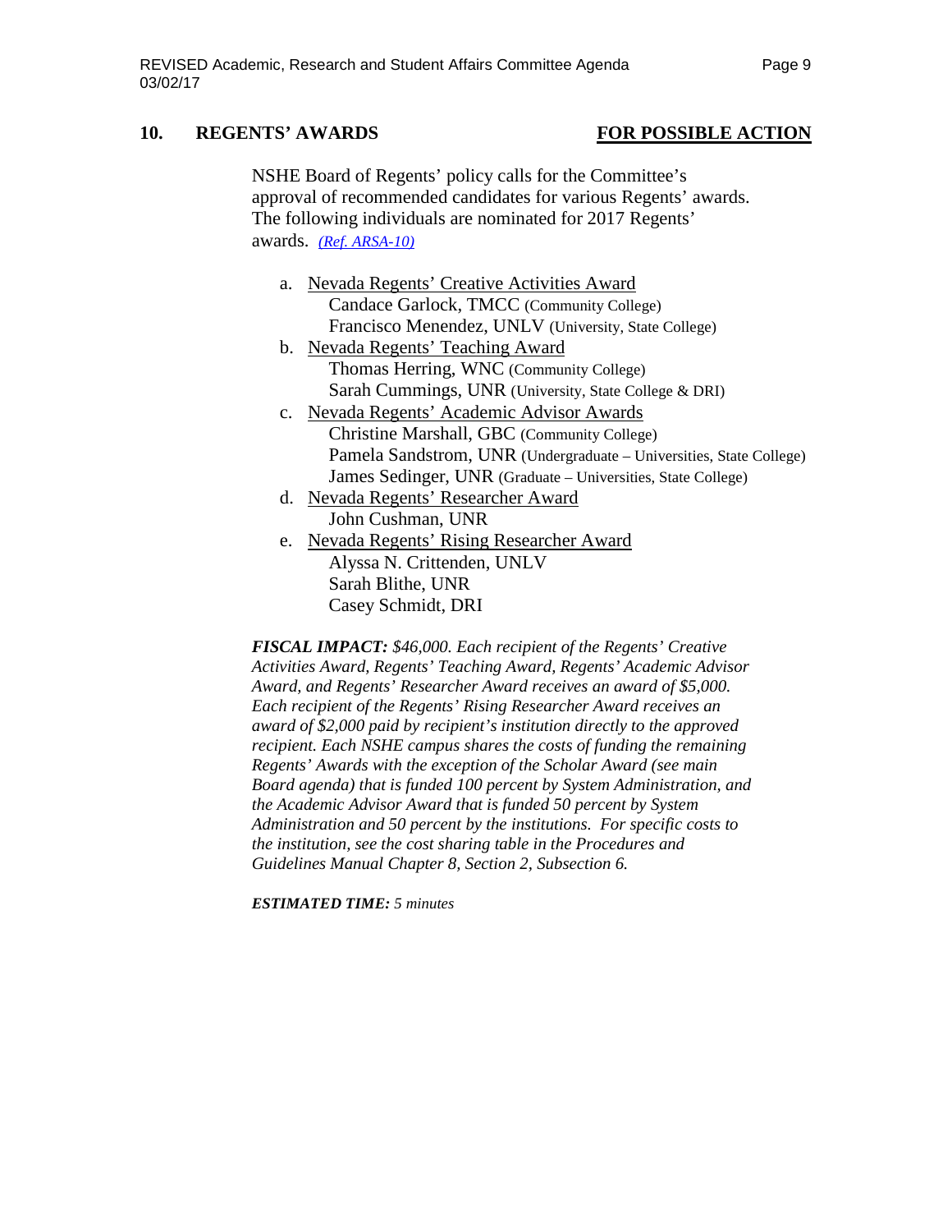## 10. REGENTS' AWARDS — FOR POSSIBLE ACTION

NSHE Board of Regents' policy calls for the Committee's approval of recommended candidates for various Regents' awards. The following individuals are nominated for 2017 Regents' awards. *(Ref. ARSA-10)*

a. Nevada Regents' Creative Activities Award
   - Candace Garlock, TMCC (Community College)
   - Francisco Menendez, UNLV (University, State College)

b. Nevada Regents' Teaching Award
   - Thomas Herring, WNC (Community College)
   - Sarah Cummings, UNR (University, State College & DRI)

c. Nevada Regents' Academic Advisor Awards
   - Christine Marshall, GBC (Community College)
   - Pamela Sandstrom, UNR (Undergraduate – Universities, State College)
   - James Sedinger, UNR (Graduate – Universities, State College)

d. Nevada Regents' Researcher Award
   - John Cushman, UNR

e. Nevada Regents' Rising Researcher Award
   - Alyssa N. Crittenden, UNLV
   - Sarah Blithe, UNR
   - Casey Schmidt, DRI

***FISCAL IMPACT:*** *$46,000. Each recipient of the Regents' Creative Activities Award, Regents' Teaching Award, Regents' Academic Advisor Award, and Regents' Researcher Award receives an award of $5,000. Each recipient of the Regents' Rising Researcher Award receives an award of $2,000 paid by recipient's institution directly to the approved recipient. Each NSHE campus shares the costs of funding the remaining Regents' Awards with the exception of the Scholar Award (see main Board agenda) that is funded 100 percent by System Administration, and the Academic Advisor Award that is funded 50 percent by System Administration and 50 percent by the institutions. For specific costs to the institution, see the cost sharing table in the Procedures and Guidelines Manual Chapter 8, Section 2, Subsection 6.*

***ESTIMATED TIME:*** *5 minutes*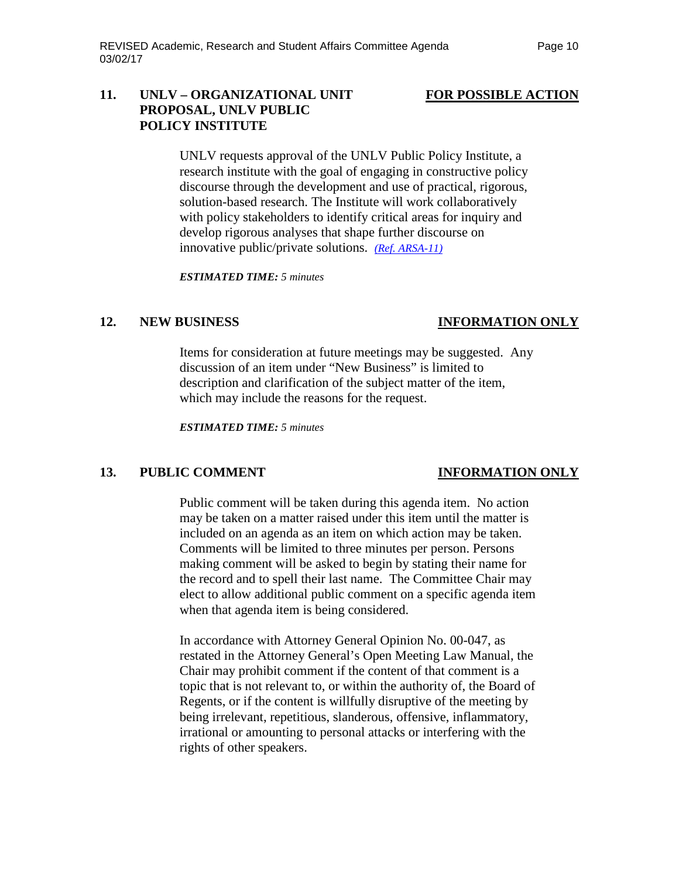## 11. UNLV – ORGANIZATIONAL UNIT PROPOSAL, UNLV PUBLIC POLICY INSTITUTE — FOR POSSIBLE ACTION

UNLV requests approval of the UNLV Public Policy Institute, a research institute with the goal of engaging in constructive policy discourse through the development and use of practical, rigorous, solution-based research. The Institute will work collaboratively with policy stakeholders to identify critical areas for inquiry and develop rigorous analyses that shape further discourse on innovative public/private solutions. *(Ref. ARSA-11)*

***ESTIMATED TIME:*** *5 minutes*

## 12. NEW BUSINESS — INFORMATION ONLY

Items for consideration at future meetings may be suggested. Any discussion of an item under "New Business" is limited to description and clarification of the subject matter of the item, which may include the reasons for the request.

***ESTIMATED TIME:*** *5 minutes*

## 13. PUBLIC COMMENT — INFORMATION ONLY

Public comment will be taken during this agenda item. No action may be taken on a matter raised under this item until the matter is included on an agenda as an item on which action may be taken. Comments will be limited to three minutes per person. Persons making comment will be asked to begin by stating their name for the record and to spell their last name. The Committee Chair may elect to allow additional public comment on a specific agenda item when that agenda item is being considered.

In accordance with Attorney General Opinion No. 00-047, as restated in the Attorney General's Open Meeting Law Manual, the Chair may prohibit comment if the content of that comment is a topic that is not relevant to, or within the authority of, the Board of Regents, or if the content is willfully disruptive of the meeting by being irrelevant, repetitious, slanderous, offensive, inflammatory, irrational or amounting to personal attacks or interfering with the rights of other speakers.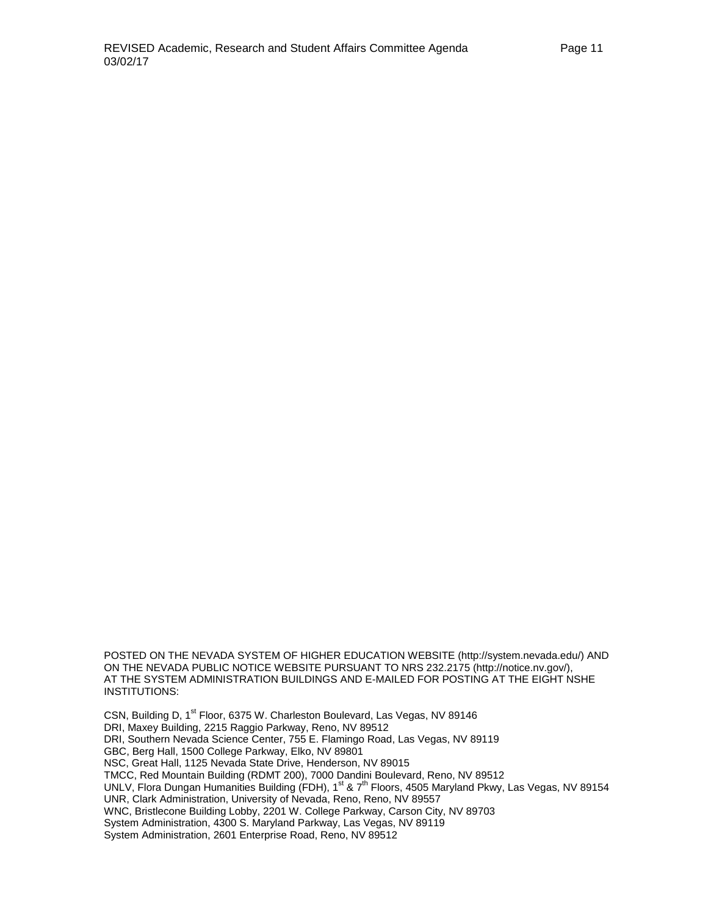POSTED ON THE NEVADA SYSTEM OF HIGHER EDUCATION WEBSITE (http://system.nevada.edu/) AND ON THE NEVADA PUBLIC NOTICE WEBSITE PURSUANT TO NRS 232.2175 (http://notice.nv.gov/), AT THE SYSTEM ADMINISTRATION BUILDINGS AND E-MAILED FOR POSTING AT THE EIGHT NSHE INSTITUTIONS:

CSN, Building D, 1st Floor, 6375 W. Charleston Boulevard, Las Vegas, NV 89146
DRI, Maxey Building, 2215 Raggio Parkway, Reno, NV 89512
DRI, Southern Nevada Science Center, 755 E. Flamingo Road, Las Vegas, NV 89119
GBC, Berg Hall, 1500 College Parkway, Elko, NV 89801
NSC, Great Hall, 1125 Nevada State Drive, Henderson, NV 89015
TMCC, Red Mountain Building (RDMT 200), 7000 Dandini Boulevard, Reno, NV 89512
UNLV, Flora Dungan Humanities Building (FDH), 1st & 7th Floors, 4505 Maryland Pkwy, Las Vegas, NV 89154
UNR, Clark Administration, University of Nevada, Reno, Reno, NV 89557
WNC, Bristlecone Building Lobby, 2201 W. College Parkway, Carson City, NV 89703
System Administration, 4300 S. Maryland Parkway, Las Vegas, NV 89119
System Administration, 2601 Enterprise Road, Reno, NV 89512